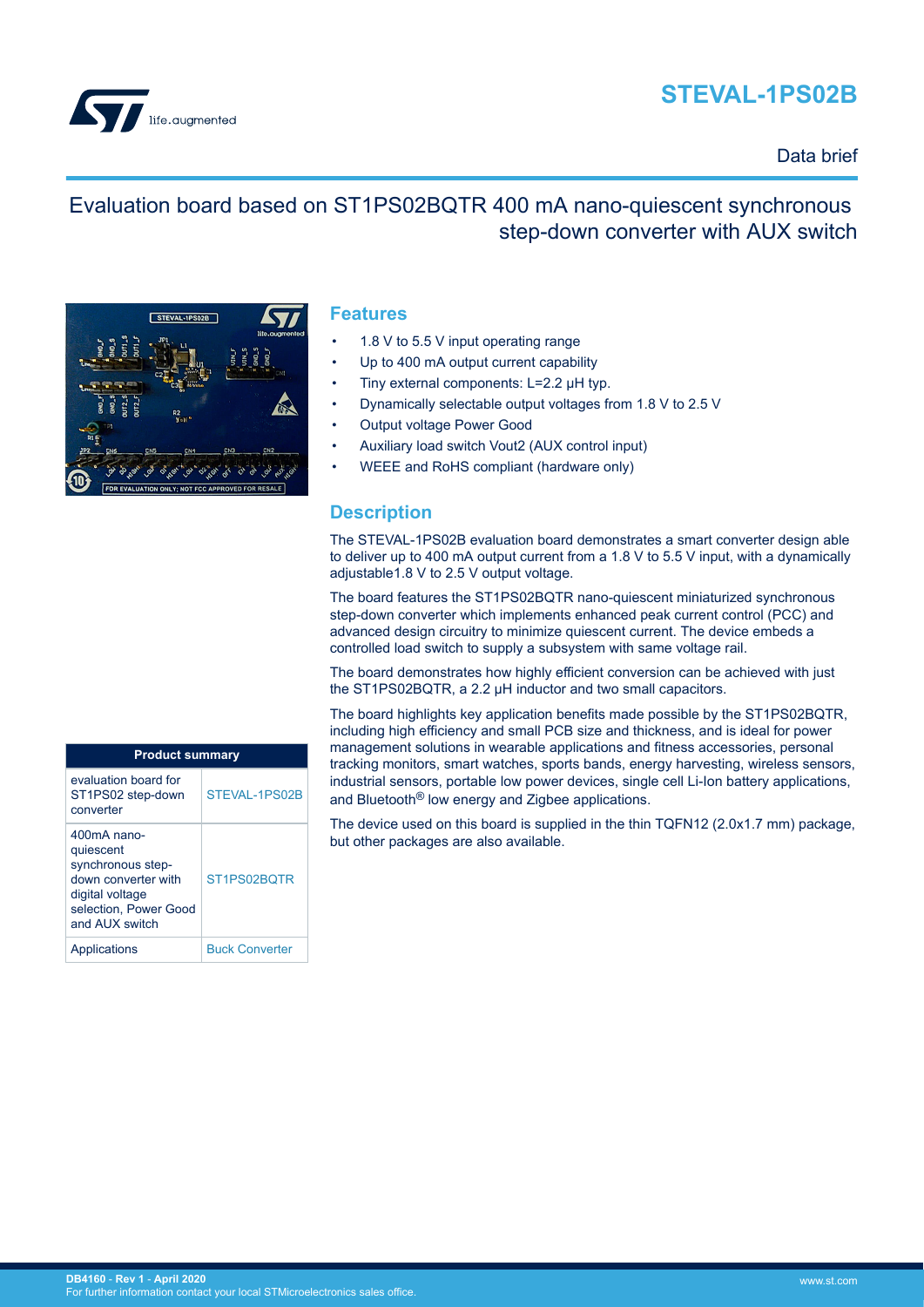# STEVAL-1PS02B

Data brief

## Evaluation board based on ST1PS02BQTR 400 mA nano-quiescent synchronous step-down converter with AUX switch

## Features

- 1.8 V to 5.5 V input operating range
- Up to 400 mA output current capability
- Tiny external components: L=2.2 µH typ.
- Dynamically selectable output voltages from 1.8 V to 2.5 V
- Output voltage Power Good
- Auxiliary load switch Vout2 (AUX control input)
- WEEE and RoHS compliant (hardware only)

## Description

The STEVAL-1PS02B evaluation board demonstrates a smart converter design able to deliver up to 400 mA output current from a 1.8 V to 5.5 V input, with a dynamically adjustable1.8 V to 2.5 V output voltage.

The board features the ST1PS02BQTR nano-quiescent miniaturized synchronous step-down converter which implements enhanced peak current control (PCC) and advanced design circuitry to minimize quiescent current. The device embeds a controlled load switch to supply a subsystem with same voltage rail.

The board demonstrates how highly efficient conversion can be achieved with just the ST1PS02BQTR, a 2.2 µH inductor and two small capacitors.

The board highlights key application benefits made possible by the ST1PS02BQTR, including high efficiency and small PCB size and thickness, and is ideal for power management solutions in wearable applications and fitness accessories, personal tracking monitors, smart watches, sports bands, energy harvesting, wireless sensors, industrial sensors, portable low power devices, single cell Li-Ion battery applications, and Bluetooth® low energy and Zigbee applications.

The device used on this board is supplied in the thin TQFN12 (2.0x1.7 mm) package, but other packages are also available.

| Product summary | |
|---|---|
| evaluation board for ST1PS02 step-down converter | STEVAL-1PS02B |
| 400mA nano-quiescent synchronous step-down converter with digital voltage selection, Power Good and AUX switch | ST1PS02BQTR |
| Applications | Buck Converter |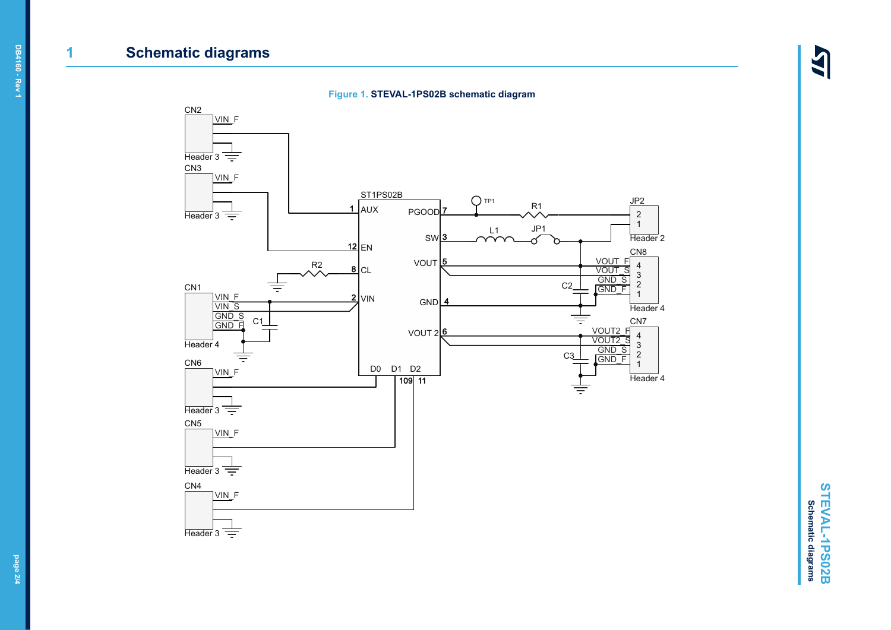# 1 Schematic diagrams

Figure 1. STEVAL-1PS02B schematic diagram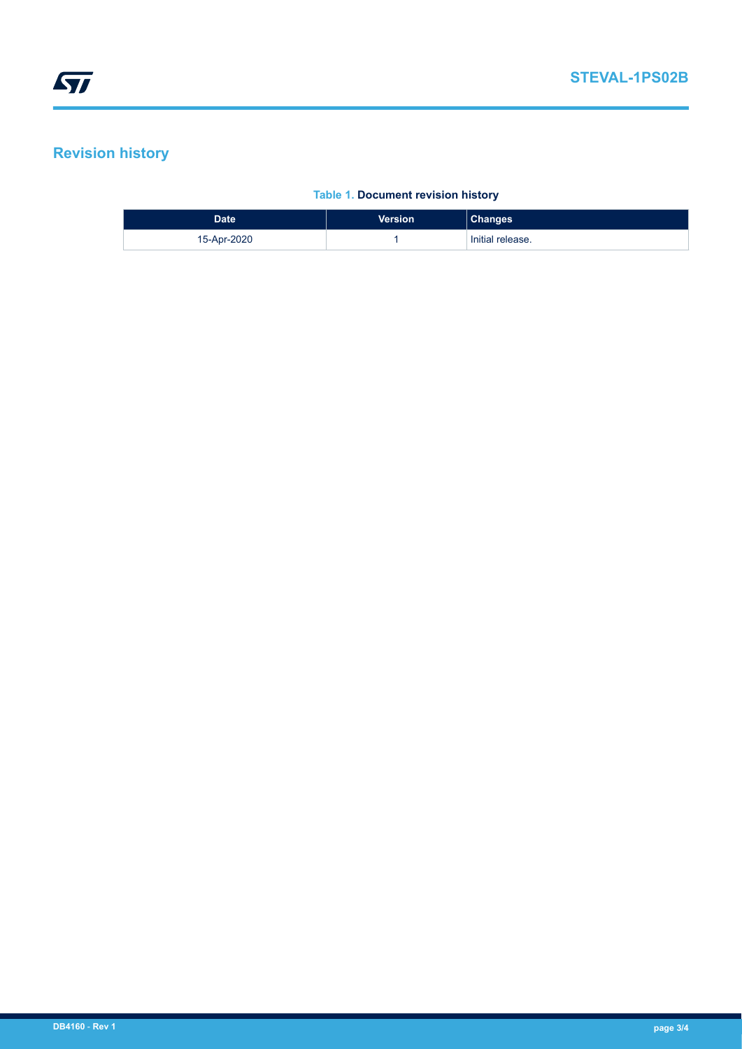## Revision history

**Table 1. Document revision history**

| Date | Version | Changes |
| --- | --- | --- |
| 15-Apr-2020 | 1 | Initial release. |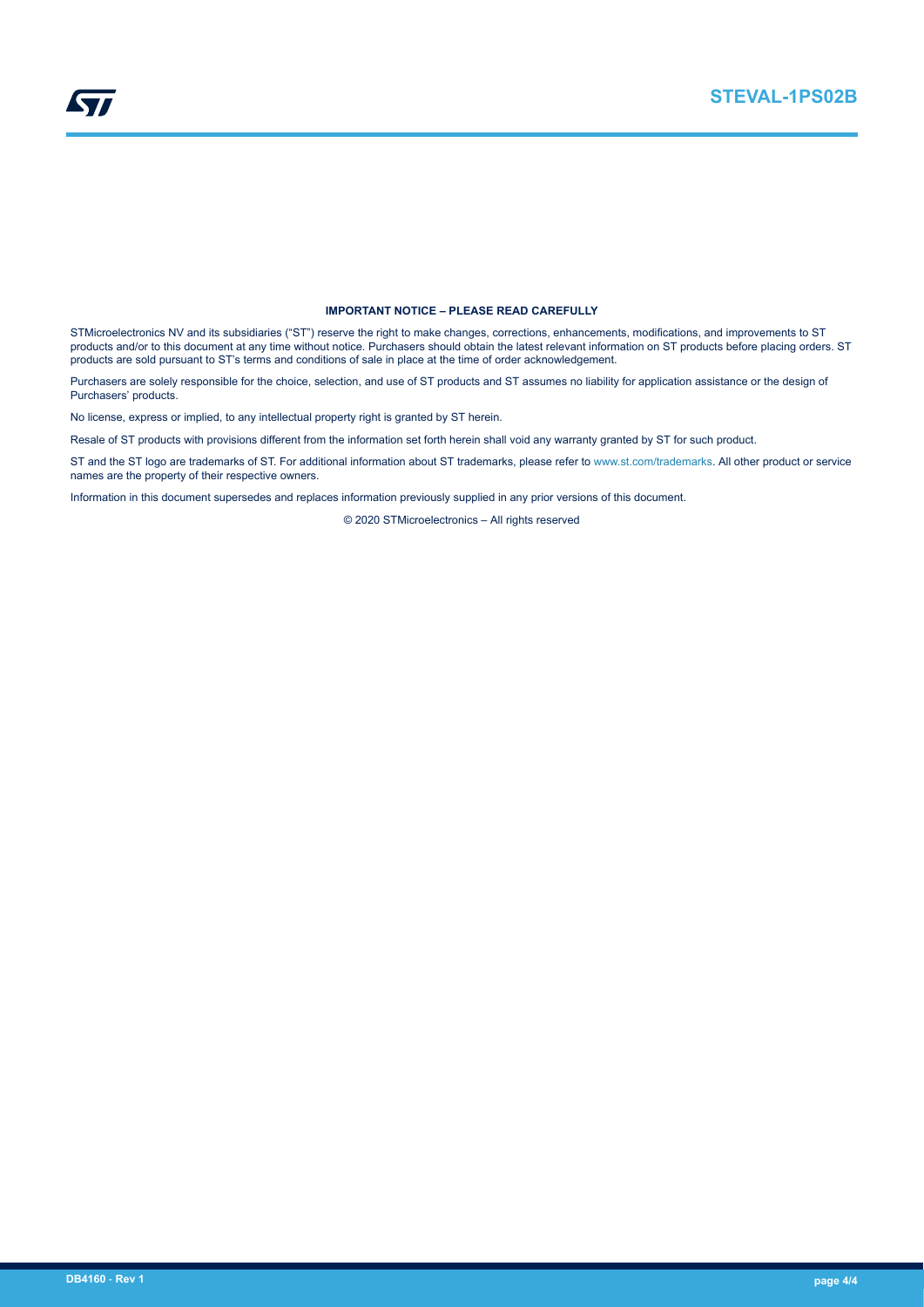**IMPORTANT NOTICE – PLEASE READ CAREFULLY**

STMicroelectronics NV and its subsidiaries ("ST") reserve the right to make changes, corrections, enhancements, modifications, and improvements to ST products and/or to this document at any time without notice. Purchasers should obtain the latest relevant information on ST products before placing orders. ST products are sold pursuant to ST's terms and conditions of sale in place at the time of order acknowledgement.

Purchasers are solely responsible for the choice, selection, and use of ST products and ST assumes no liability for application assistance or the design of Purchasers' products.

No license, express or implied, to any intellectual property right is granted by ST herein.

Resale of ST products with provisions different from the information set forth herein shall void any warranty granted by ST for such product.

ST and the ST logo are trademarks of ST. For additional information about ST trademarks, please refer to www.st.com/trademarks. All other product or service names are the property of their respective owners.

Information in this document supersedes and replaces information previously supplied in any prior versions of this document.

© 2020 STMicroelectronics – All rights reserved